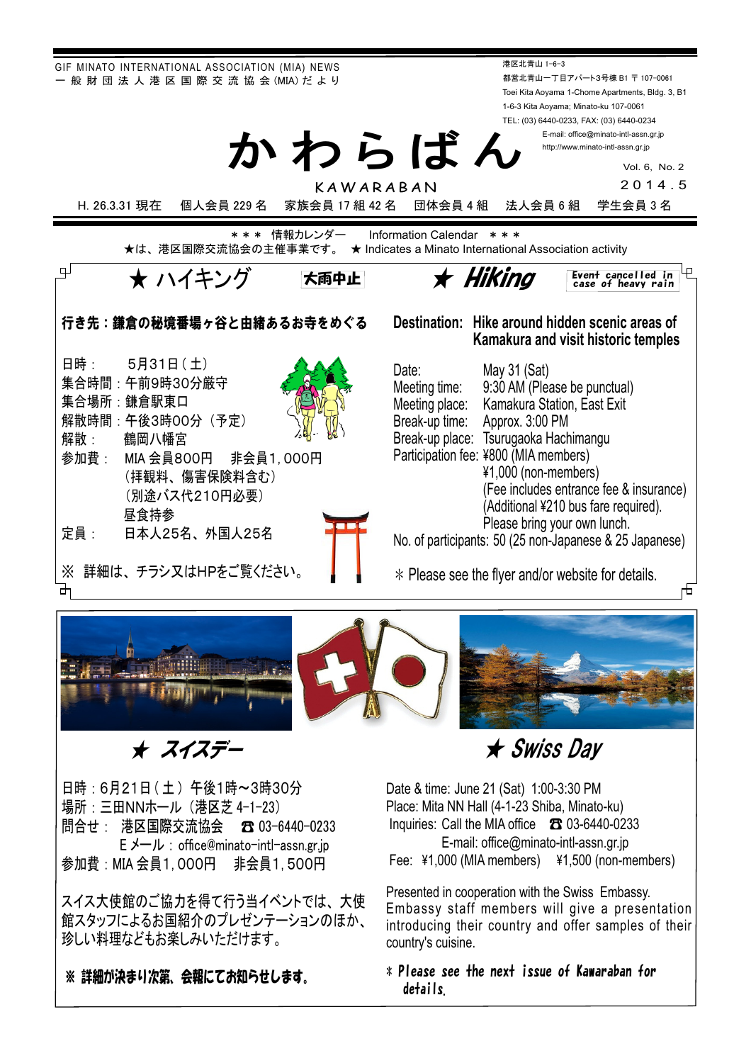GIF MINATO INTERNATIONAL ASSOCIATION (MIA) NEWS
一般財団法人港区国際交流協会(MIA)だより

港区北青山 1−6−3
都営北青山一丁目アパート3号棟 B1 〒 107−0061
Toei Kita Aoyama 1-Chome Apartments, Bldg. 3, B1
1-6-3 Kita Aoyama; Minato-ku 107-0061
TEL: (03) 6440-0233, FAX: (03) 6440-0234
E-mail: office@minato-intl-assn.gr.jp
http://www.minato-intl-assn.gr.jp

# かわらばん
KAWARABAN

Vol. 6, No. 2
2014.5

H. 26.3.31 現在　個人会員 229 名　家族会員 17 組 42 名　団体会員 4 組　法人会員 6 組　学生会員 3 名

＊＊＊ 情報カレンダー　Information Calendar ＊＊＊
★は、港区国際交流協会の主催事業です。 ★ Indicates a Minato International Association activity

## ★ ハイキング　大雨中止

**行き先：鎌倉の秘境番場ヶ谷と由緒あるお寺をめぐる**

日時：　5月31日（土）
集合時間：午前9時30分厳守
集合場所：鎌倉駅東口
解散時間：午後3時00分（予定）
解散：　鶴岡八幡宮
参加費：　MIA 会員800円　非会員1,000円
（拝観料、傷害保険料含む）
（別途バス代210円必要）
昼食持参
定員：　日本人25名、外国人25名

※ 詳細は、チラシ又はHPをご覧ください。

## ★ Hiking　Event cancelled in case of heavy rain

**Destination: Hike around hidden scenic areas of Kamakura and visit historic temples**

Date: May 31 (Sat)
Meeting time: 9:30 AM (Please be punctual)
Meeting place: Kamakura Station, East Exit
Break-up time: Approx. 3:00 PM
Break-up place: Tsurugaoka Hachimangu
Participation fee: ¥800 (MIA members)
¥1,000 (non-members)
(Fee includes entrance fee & insurance)
(Additional ¥210 bus fare required).
Please bring your own lunch.
No. of participants: 50 (25 non-Japanese & 25 Japanese)

＊ Please see the flyer and/or website for details.

## ★ スイスデー

日時：6月21日（土）午後1時～3時30分
場所：三田NNホール（港区芝 4-1-23）
問合せ：　港区国際交流協会　☎ 03-6440-0233
Eメール：office@minato-intl-assn.gr.jp
参加費：MIA 会員1,000円　非会員1,500円

スイス大使館のご協力を得て行う当イベントでは、大使館スタッフによるお国紹介のプレゼンテーションのほか、珍しい料理などもお楽しみいただけます。

**※ 詳細が決まり次第、会報にてお知らせします。**

## ★ Swiss Day

Date & time: June 21 (Sat) 1:00-3:30 PM
Place: Mita NN Hall (4-1-23 Shiba, Minato-ku)
Inquiries: Call the MIA office ☎ 03-6440-0233
E-mail: office@minato-intl-assn.gr.jp
Fee: ¥1,000 (MIA members) ¥1,500 (non-members)

Presented in cooperation with the Swiss Embassy. Embassy staff members will give a presentation introducing their country and offer samples of their country's cuisine.

*＊ Please see the next issue of Kawaraban for details.*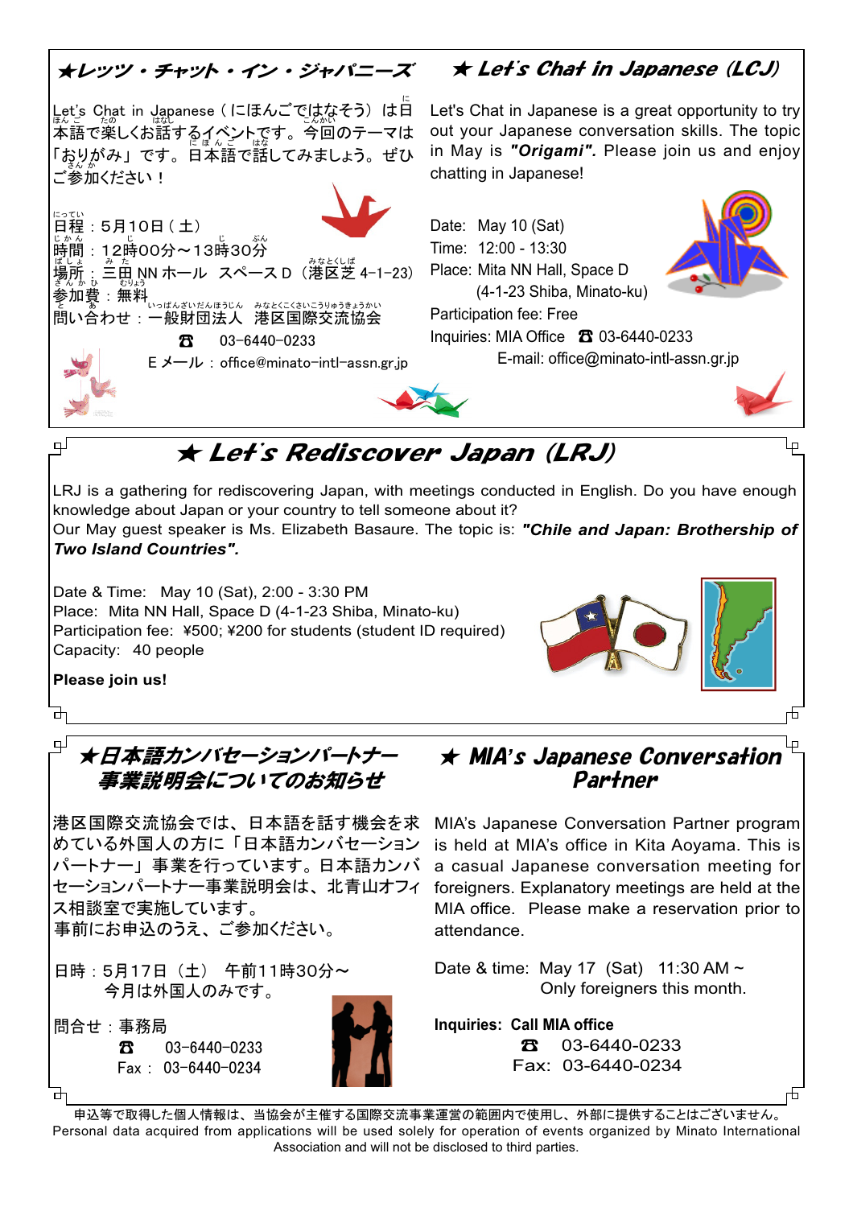## ★レッツ・チャット・イン・ジャパニーズ

Let's Chat in Japanese（にほんごではなそう）は日本語で楽しくお話するイベントです。今回のテーマは「おりがみ」です。日本語で話してみましょう。ぜひご参加ください！

日程：5月10日（土）
時間：12時00分～13時30分
場所：三田 NN ホール　スペース D（港区芝 4-1-23）
参加費：無料
問い合わせ：一般財団法人　港区国際交流協会
☎　03-6440-0233
E メール：office@minato-intl-assn.gr.jp

## ★ Let's Chat in Japanese (LCJ)

Let's Chat in Japanese is a great opportunity to try out your Japanese conversation skills. The topic in May is ***"Origami"***. Please join us and enjoy chatting in Japanese!

Date: May 10 (Sat)
Time: 12:00 - 13:30
Place: Mita NN Hall, Space D
(4-1-23 Shiba, Minato-ku)
Participation fee: Free
Inquiries: MIA Office ☎ 03-6440-0233
E-mail: office@minato-intl-assn.gr.jp

## ★ Let's Rediscover Japan (LRJ)

LRJ is a gathering for rediscovering Japan, with meetings conducted in English. Do you have enough knowledge about Japan or your country to tell someone about it?
Our May guest speaker is Ms. Elizabeth Basaure. The topic is: ***"Chile and Japan: Brothership of Two Island Countries".***

Date & Time: May 10 (Sat), 2:00 - 3:30 PM
Place: Mita NN Hall, Space D (4-1-23 Shiba, Minato-ku)
Participation fee: ¥500; ¥200 for students (student ID required)
Capacity: 40 people

**Please join us!**

## ★日本語カンバセーションパートナー事業説明会についてのお知らせ

港区国際交流協会では、日本語を話す機会を求めている外国人の方に「日本語カンバセーションパートナー」事業を行っています。日本語カンバセーションパートナー事業説明会は、北青山オフィス相談室で実施しています。
事前にお申込のうえ、ご参加ください。

日時：5月17日（土）午前11時30分～
今月は外国人のみです。

問合せ：事務局
☎　03-6440-0233
Fax：03-6440-0234

## ★ MIA's Japanese Conversation Partner

MIA's Japanese Conversation Partner program is held at MIA's office in Kita Aoyama. This is a casual Japanese conversation meeting for foreigners. Explanatory meetings are held at the MIA office. Please make a reservation prior to attendance.

Date & time: May 17 (Sat) 11:30 AM ~
Only foreigners this month.

**Inquiries: Call MIA office**
☎ 03-6440-0233
Fax: 03-6440-0234

申込等で取得した個人情報は、当協会が主催する国際交流事業運営の範囲内で使用し、外部に提供することはございません。
Personal data acquired from applications will be used solely for operation of events organized by Minato International Association and will not be disclosed to third parties.